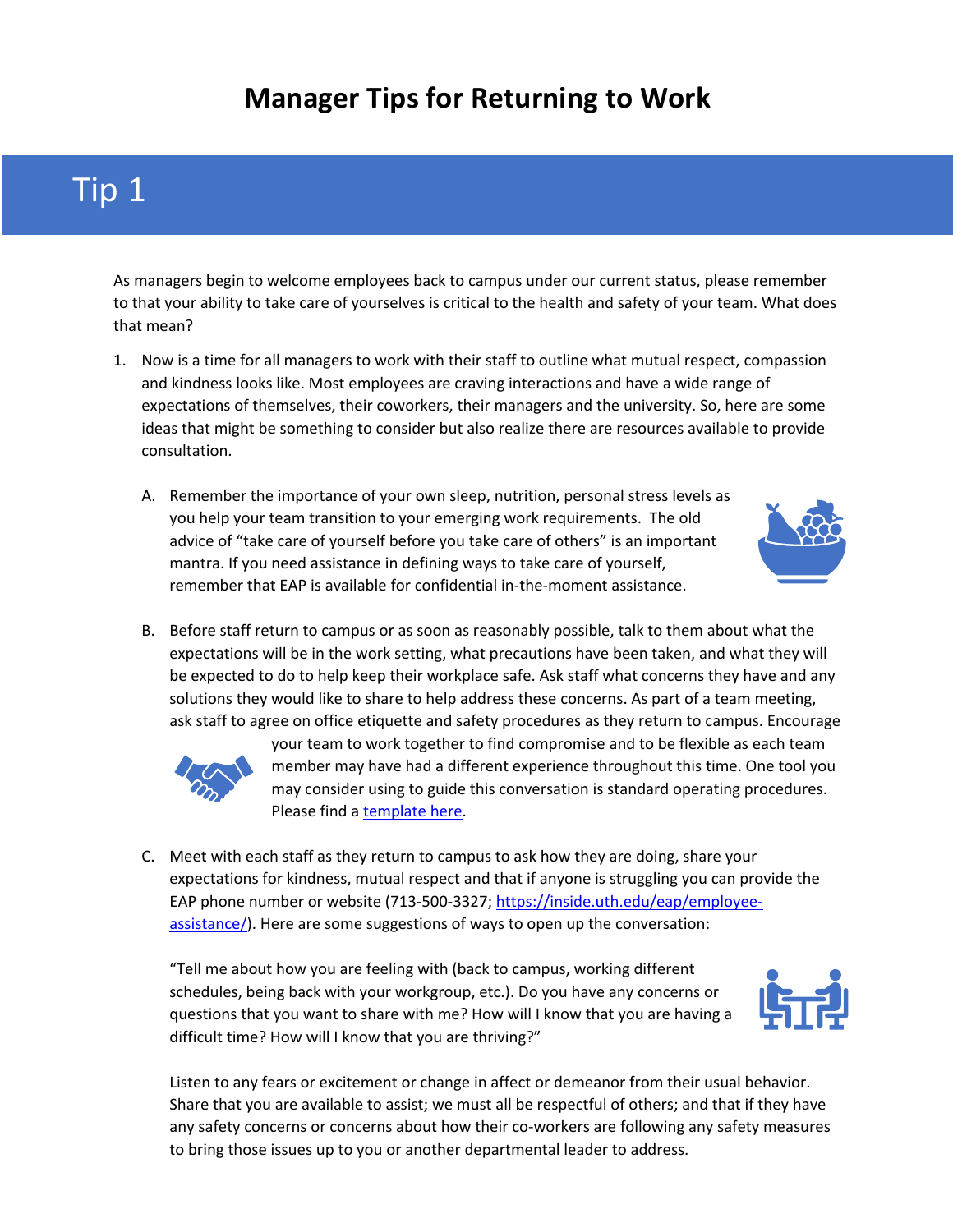# Manager Tips for Returning to Work

## Tip 1

As managers begin to welcome employees back to campus under our current status, please remember to that your ability to take care of yourselves is critical to the health and safety of your team. What does that mean?

1. Now is a time for all managers to work with their staff to outline what mutual respect, compassion and kindness looks like. Most employees are craving interactions and have a wide range of expectations of themselves, their coworkers, their managers and the university. So, here are some ideas that might be something to consider but also realize there are resources available to provide consultation.

   A. Remember the importance of your own sleep, nutrition, personal stress levels as you help your team transition to your emerging work requirements. The old advice of "take care of yourself before you take care of others" is an important mantra. If you need assistance in defining ways to take care of yourself, remember that EAP is available for confidential in-the-moment assistance.

   B. Before staff return to campus or as soon as reasonably possible, talk to them about what the expectations will be in the work setting, what precautions have been taken, and what they will be expected to do to help keep their workplace safe. Ask staff what concerns they have and any solutions they would like to share to help address these concerns. As part of a team meeting, ask staff to agree on office etiquette and safety procedures as they return to campus. Encourage your team to work together to find compromise and to be flexible as each team member may have had a different experience throughout this time. One tool you may consider using to guide this conversation is standard operating procedures. Please find a [template here](#).

   C. Meet with each staff as they return to campus to ask how they are doing, share your expectations for kindness, mutual respect and that if anyone is struggling you can provide the EAP phone number or website (713-500-3327; [https://inside.uth.edu/eap/employee-assistance/](https://inside.uth.edu/eap/employee-assistance/)). Here are some suggestions of ways to open up the conversation:

      "Tell me about how you are feeling with (back to campus, working different schedules, being back with your workgroup, etc.). Do you have any concerns or questions that you want to share with me? How will I know that you are having a difficult time? How will I know that you are thriving?"

      Listen to any fears or excitement or change in affect or demeanor from their usual behavior. Share that you are available to assist; we must all be respectful of others; and that if they have any safety concerns or concerns about how their co-workers are following any safety measures to bring those issues up to you or another departmental leader to address.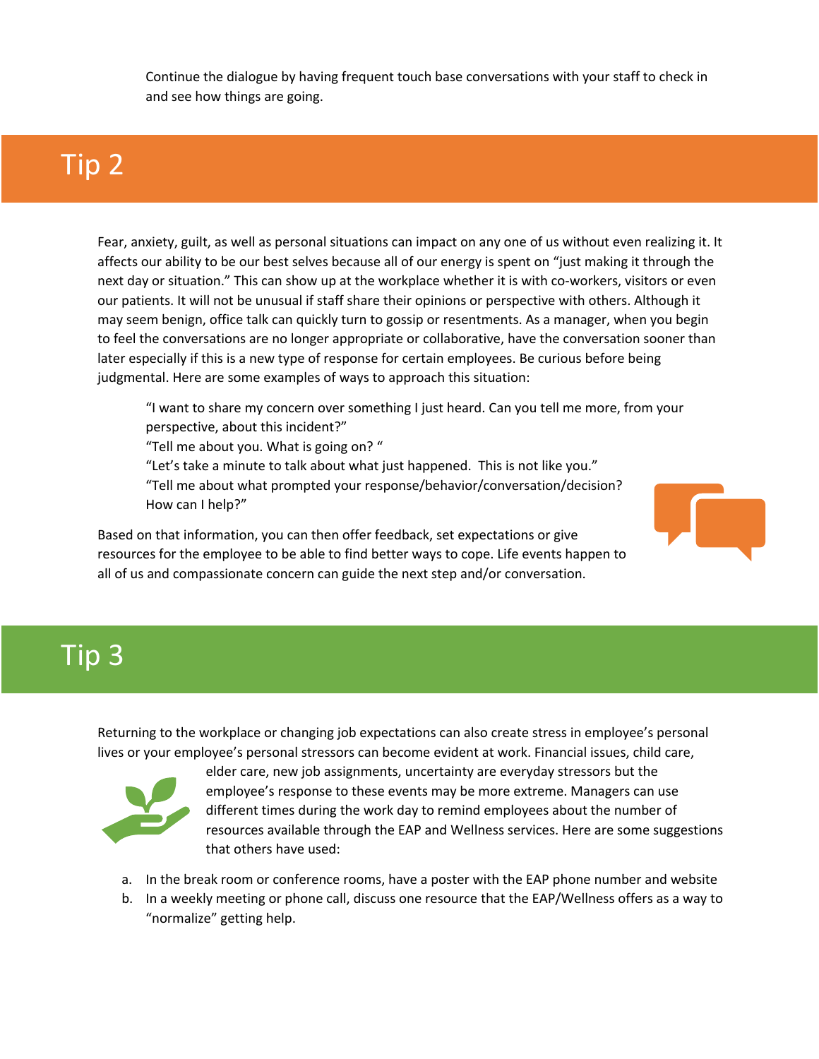Continue the dialogue by having frequent touch base conversations with your staff to check in and see how things are going.

# Tip 2

Fear, anxiety, guilt, as well as personal situations can impact on any one of us without even realizing it. It affects our ability to be our best selves because all of our energy is spent on "just making it through the next day or situation." This can show up at the workplace whether it is with co-workers, visitors or even our patients. It will not be unusual if staff share their opinions or perspective with others. Although it may seem benign, office talk can quickly turn to gossip or resentments. As a manager, when you begin to feel the conversations are no longer appropriate or collaborative, have the conversation sooner than later especially if this is a new type of response for certain employees. Be curious before being judgmental. Here are some examples of ways to approach this situation:

> "I want to share my concern over something I just heard. Can you tell me more, from your perspective, about this incident?"
> "Tell me about you. What is going on? "
> "Let's take a minute to talk about what just happened. This is not like you."
> "Tell me about what prompted your response/behavior/conversation/decision? How can I help?"

Based on that information, you can then offer feedback, set expectations or give resources for the employee to be able to find better ways to cope. Life events happen to all of us and compassionate concern can guide the next step and/or conversation.

# Tip 3

Returning to the workplace or changing job expectations can also create stress in employee's personal lives or your employee's personal stressors can become evident at work. Financial issues, child care, elder care, new job assignments, uncertainty are everyday stressors but the employee's response to these events may be more extreme. Managers can use different times during the work day to remind employees about the number of resources available through the EAP and Wellness services. Here are some suggestions that others have used:

a. In the break room or conference rooms, have a poster with the EAP phone number and website
b. In a weekly meeting or phone call, discuss one resource that the EAP/Wellness offers as a way to "normalize" getting help.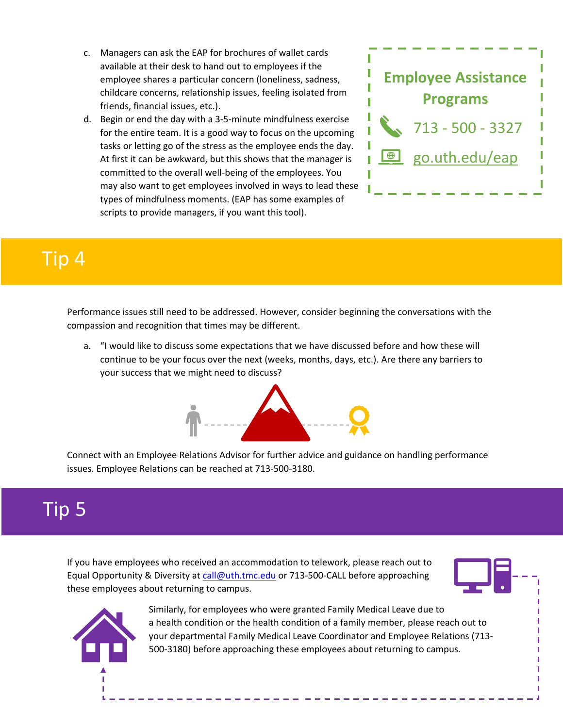c. Managers can ask the EAP for brochures of wallet cards available at their desk to hand out to employees if the employee shares a particular concern (loneliness, sadness, childcare concerns, relationship issues, feeling isolated from friends, financial issues, etc.).

d. Begin or end the day with a 3-5-minute mindfulness exercise for the entire team. It is a good way to focus on the upcoming tasks or letting go of the stress as the employee ends the day. At first it can be awkward, but this shows that the manager is committed to the overall well-being of the employees. You may also want to get employees involved in ways to lead these types of mindfulness moments. (EAP has some examples of scripts to provide managers, if you want this tool).

**Employee Assistance Programs**

713 - 500 - 3327

go.uth.edu/eap

# Tip 4

Performance issues still need to be addressed. However, consider beginning the conversations with the compassion and recognition that times may be different.

a. "I would like to discuss some expectations that we have discussed before and how these will continue to be your focus over the next (weeks, months, days, etc.). Are there any barriers to your success that we might need to discuss?

Connect with an Employee Relations Advisor for further advice and guidance on handling performance issues. Employee Relations can be reached at 713-500-3180.

# Tip 5

If you have employees who received an accommodation to telework, please reach out to Equal Opportunity & Diversity at call@uth.tmc.edu or 713-500-CALL before approaching these employees about returning to campus.

Similarly, for employees who were granted Family Medical Leave due to a health condition or the health condition of a family member, please reach out to your departmental Family Medical Leave Coordinator and Employee Relations (713-500-3180) before approaching these employees about returning to campus.